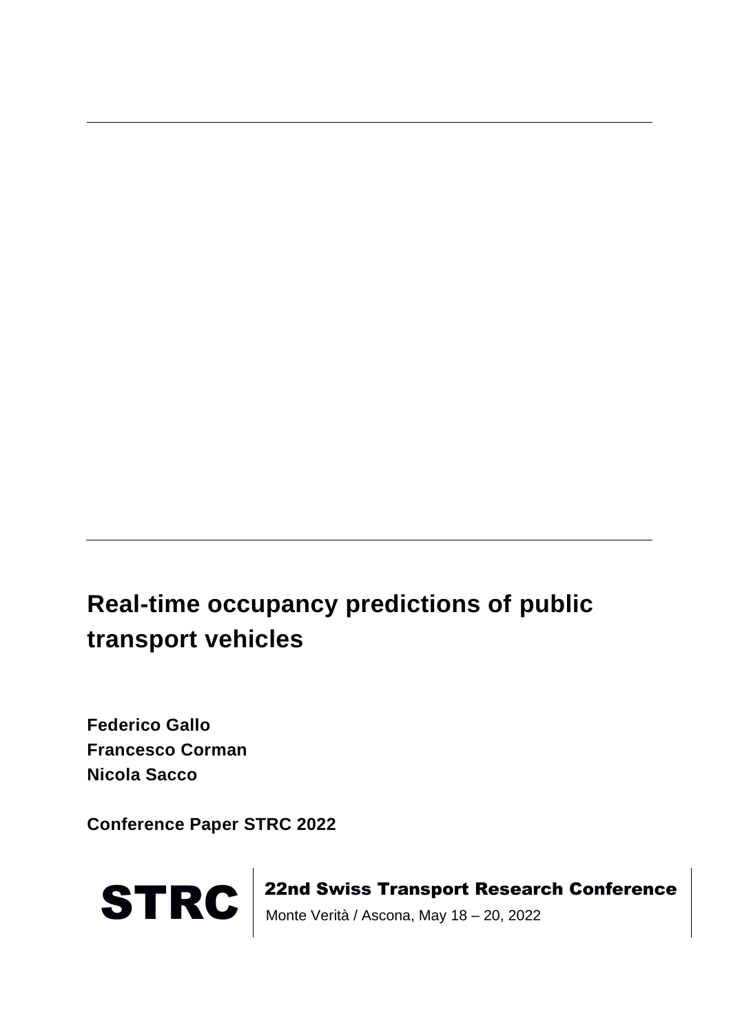# Real-time occupancy predictions of public transport vehicles

**Federico Gallo**
**Francesco Corman**
**Nicola Sacco**

**Conference Paper STRC 2022**

**STRC** | **22nd Swiss Transport Research Conference**
Monte Verità / Ascona, May 18 – 20, 2022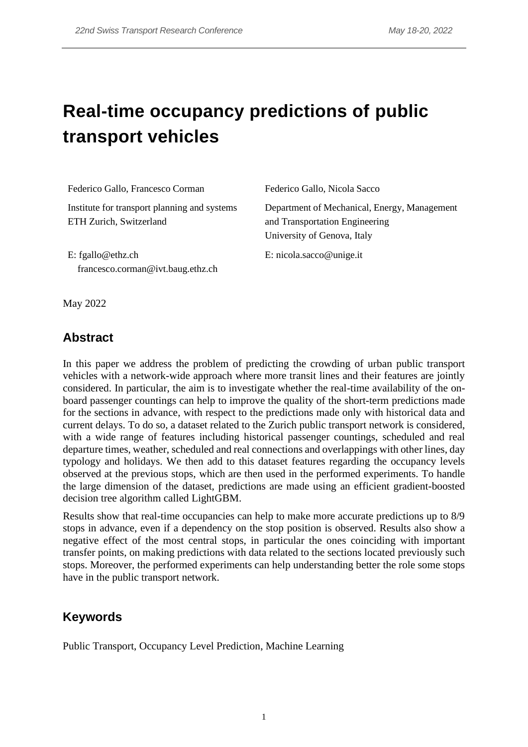# Real-time occupancy predictions of public transport vehicles

Federico Gallo, Francesco Corman

Institute for transport planning and systems
ETH Zurich, Switzerland

E: fgallo@ethz.ch
francesco.corman@ivt.baug.ethz.ch

Federico Gallo, Nicola Sacco

Department of Mechanical, Energy, Management and Transportation Engineering
University of Genova, Italy

E: nicola.sacco@unige.it

May 2022

## Abstract

In this paper we address the problem of predicting the crowding of urban public transport vehicles with a network-wide approach where more transit lines and their features are jointly considered. In particular, the aim is to investigate whether the real-time availability of the on-board passenger countings can help to improve the quality of the short-term predictions made for the sections in advance, with respect to the predictions made only with historical data and current delays. To do so, a dataset related to the Zurich public transport network is considered, with a wide range of features including historical passenger countings, scheduled and real departure times, weather, scheduled and real connections and overlappings with other lines, day typology and holidays. We then add to this dataset features regarding the occupancy levels observed at the previous stops, which are then used in the performed experiments. To handle the large dimension of the dataset, predictions are made using an efficient gradient-boosted decision tree algorithm called LightGBM.

Results show that real-time occupancies can help to make more accurate predictions up to 8/9 stops in advance, even if a dependency on the stop position is observed. Results also show a negative effect of the most central stops, in particular the ones coinciding with important transfer points, on making predictions with data related to the sections located previously such stops. Moreover, the performed experiments can help understanding better the role some stops have in the public transport network.

## Keywords

Public Transport, Occupancy Level Prediction, Machine Learning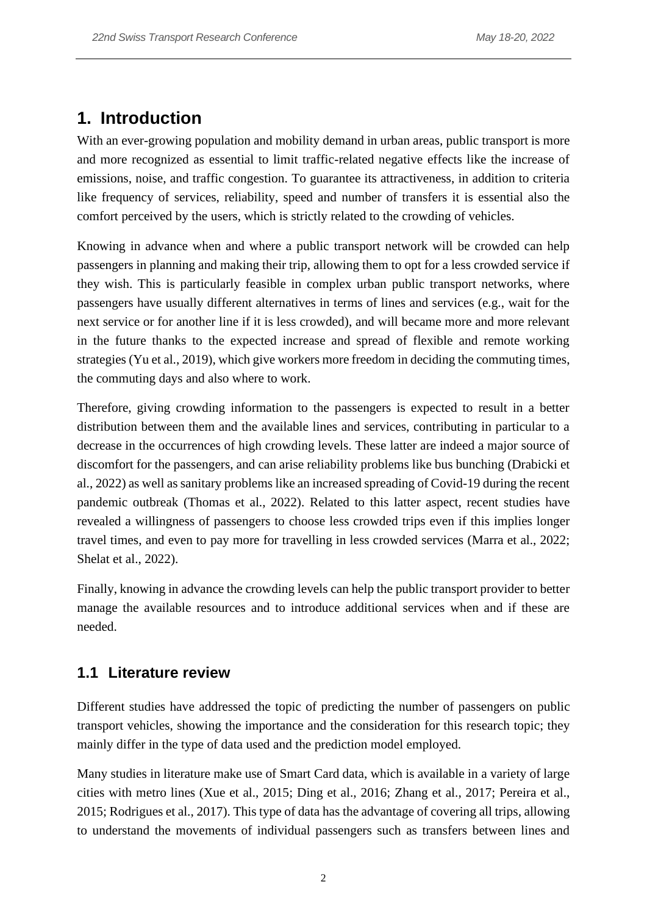# 1. Introduction

With an ever-growing population and mobility demand in urban areas, public transport is more and more recognized as essential to limit traffic-related negative effects like the increase of emissions, noise, and traffic congestion. To guarantee its attractiveness, in addition to criteria like frequency of services, reliability, speed and number of transfers it is essential also the comfort perceived by the users, which is strictly related to the crowding of vehicles.

Knowing in advance when and where a public transport network will be crowded can help passengers in planning and making their trip, allowing them to opt for a less crowded service if they wish. This is particularly feasible in complex urban public transport networks, where passengers have usually different alternatives in terms of lines and services (e.g., wait for the next service or for another line if it is less crowded), and will became more and more relevant in the future thanks to the expected increase and spread of flexible and remote working strategies (Yu et al., 2019), which give workers more freedom in deciding the commuting times, the commuting days and also where to work.

Therefore, giving crowding information to the passengers is expected to result in a better distribution between them and the available lines and services, contributing in particular to a decrease in the occurrences of high crowding levels. These latter are indeed a major source of discomfort for the passengers, and can arise reliability problems like bus bunching (Drabicki et al., 2022) as well as sanitary problems like an increased spreading of Covid-19 during the recent pandemic outbreak (Thomas et al., 2022). Related to this latter aspect, recent studies have revealed a willingness of passengers to choose less crowded trips even if this implies longer travel times, and even to pay more for travelling in less crowded services (Marra et al., 2022; Shelat et al., 2022).

Finally, knowing in advance the crowding levels can help the public transport provider to better manage the available resources and to introduce additional services when and if these are needed.

## 1.1 Literature review

Different studies have addressed the topic of predicting the number of passengers on public transport vehicles, showing the importance and the consideration for this research topic; they mainly differ in the type of data used and the prediction model employed.

Many studies in literature make use of Smart Card data, which is available in a variety of large cities with metro lines (Xue et al., 2015; Ding et al., 2016; Zhang et al., 2017; Pereira et al., 2015; Rodrigues et al., 2017). This type of data has the advantage of covering all trips, allowing to understand the movements of individual passengers such as transfers between lines and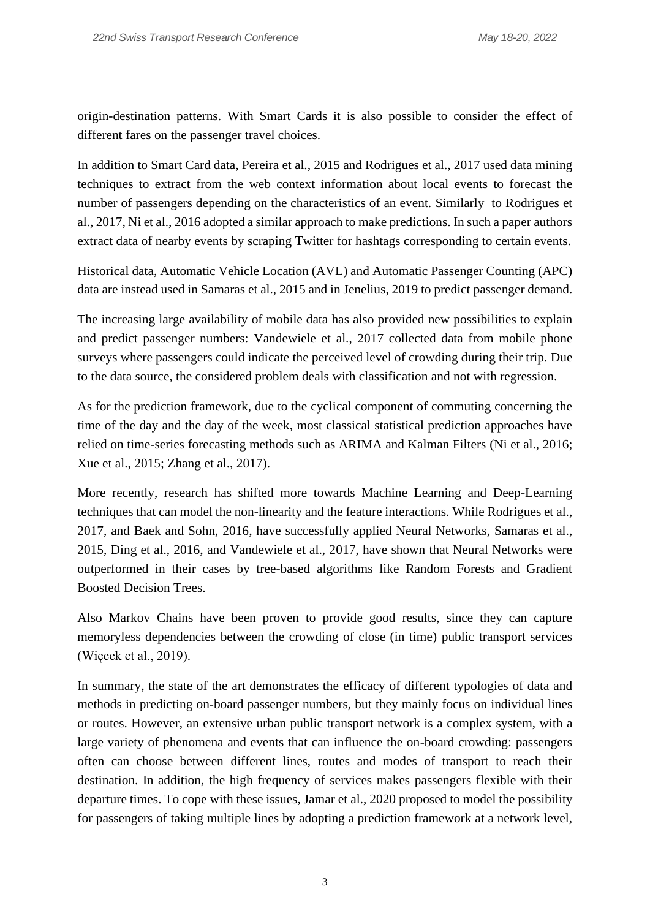origin-destination patterns. With Smart Cards it is also possible to consider the effect of different fares on the passenger travel choices.

In addition to Smart Card data, Pereira et al., 2015 and Rodrigues et al., 2017 used data mining techniques to extract from the web context information about local events to forecast the number of passengers depending on the characteristics of an event. Similarly to Rodrigues et al., 2017, Ni et al., 2016 adopted a similar approach to make predictions. In such a paper authors extract data of nearby events by scraping Twitter for hashtags corresponding to certain events.

Historical data, Automatic Vehicle Location (AVL) and Automatic Passenger Counting (APC) data are instead used in Samaras et al., 2015 and in Jenelius, 2019 to predict passenger demand.

The increasing large availability of mobile data has also provided new possibilities to explain and predict passenger numbers: Vandewiele et al., 2017 collected data from mobile phone surveys where passengers could indicate the perceived level of crowding during their trip. Due to the data source, the considered problem deals with classification and not with regression.

As for the prediction framework, due to the cyclical component of commuting concerning the time of the day and the day of the week, most classical statistical prediction approaches have relied on time-series forecasting methods such as ARIMA and Kalman Filters (Ni et al., 2016; Xue et al., 2015; Zhang et al., 2017).

More recently, research has shifted more towards Machine Learning and Deep-Learning techniques that can model the non-linearity and the feature interactions. While Rodrigues et al., 2017, and Baek and Sohn, 2016, have successfully applied Neural Networks, Samaras et al., 2015, Ding et al., 2016, and Vandewiele et al., 2017, have shown that Neural Networks were outperformed in their cases by tree-based algorithms like Random Forests and Gradient Boosted Decision Trees.

Also Markov Chains have been proven to provide good results, since they can capture memoryless dependencies between the crowding of close (in time) public transport services (Więcek et al., 2019).

In summary, the state of the art demonstrates the efficacy of different typologies of data and methods in predicting on-board passenger numbers, but they mainly focus on individual lines or routes. However, an extensive urban public transport network is a complex system, with a large variety of phenomena and events that can influence the on-board crowding: passengers often can choose between different lines, routes and modes of transport to reach their destination. In addition, the high frequency of services makes passengers flexible with their departure times. To cope with these issues, Jamar et al., 2020 proposed to model the possibility for passengers of taking multiple lines by adopting a prediction framework at a network level,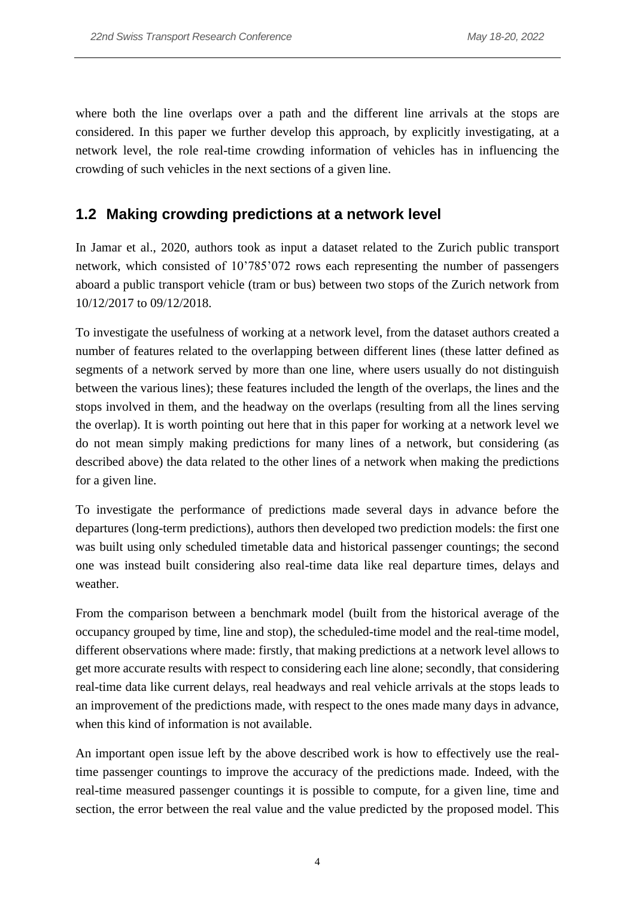where both the line overlaps over a path and the different line arrivals at the stops are considered. In this paper we further develop this approach, by explicitly investigating, at a network level, the role real-time crowding information of vehicles has in influencing the crowding of such vehicles in the next sections of a given line.

## 1.2 Making crowding predictions at a network level

In Jamar et al., 2020, authors took as input a dataset related to the Zurich public transport network, which consisted of 10'785'072 rows each representing the number of passengers aboard a public transport vehicle (tram or bus) between two stops of the Zurich network from 10/12/2017 to 09/12/2018.

To investigate the usefulness of working at a network level, from the dataset authors created a number of features related to the overlapping between different lines (these latter defined as segments of a network served by more than one line, where users usually do not distinguish between the various lines); these features included the length of the overlaps, the lines and the stops involved in them, and the headway on the overlaps (resulting from all the lines serving the overlap). It is worth pointing out here that in this paper for working at a network level we do not mean simply making predictions for many lines of a network, but considering (as described above) the data related to the other lines of a network when making the predictions for a given line.

To investigate the performance of predictions made several days in advance before the departures (long-term predictions), authors then developed two prediction models: the first one was built using only scheduled timetable data and historical passenger countings; the second one was instead built considering also real-time data like real departure times, delays and weather.

From the comparison between a benchmark model (built from the historical average of the occupancy grouped by time, line and stop), the scheduled-time model and the real-time model, different observations where made: firstly, that making predictions at a network level allows to get more accurate results with respect to considering each line alone; secondly, that considering real-time data like current delays, real headways and real vehicle arrivals at the stops leads to an improvement of the predictions made, with respect to the ones made many days in advance, when this kind of information is not available.

An important open issue left by the above described work is how to effectively use the real-time passenger countings to improve the accuracy of the predictions made. Indeed, with the real-time measured passenger countings it is possible to compute, for a given line, time and section, the error between the real value and the value predicted by the proposed model. This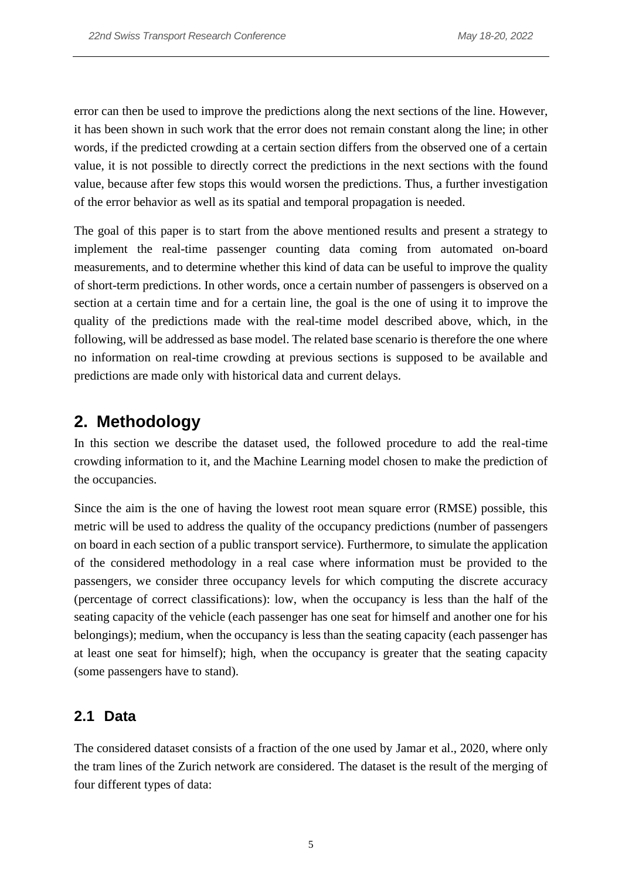error can then be used to improve the predictions along the next sections of the line. However, it has been shown in such work that the error does not remain constant along the line; in other words, if the predicted crowding at a certain section differs from the observed one of a certain value, it is not possible to directly correct the predictions in the next sections with the found value, because after few stops this would worsen the predictions. Thus, a further investigation of the error behavior as well as its spatial and temporal propagation is needed.

The goal of this paper is to start from the above mentioned results and present a strategy to implement the real-time passenger counting data coming from automated on-board measurements, and to determine whether this kind of data can be useful to improve the quality of short-term predictions. In other words, once a certain number of passengers is observed on a section at a certain time and for a certain line, the goal is the one of using it to improve the quality of the predictions made with the real-time model described above, which, in the following, will be addressed as base model. The related base scenario is therefore the one where no information on real-time crowding at previous sections is supposed to be available and predictions are made only with historical data and current delays.

# 2. Methodology

In this section we describe the dataset used, the followed procedure to add the real-time crowding information to it, and the Machine Learning model chosen to make the prediction of the occupancies.

Since the aim is the one of having the lowest root mean square error (RMSE) possible, this metric will be used to address the quality of the occupancy predictions (number of passengers on board in each section of a public transport service). Furthermore, to simulate the application of the considered methodology in a real case where information must be provided to the passengers, we consider three occupancy levels for which computing the discrete accuracy (percentage of correct classifications): low, when the occupancy is less than the half of the seating capacity of the vehicle (each passenger has one seat for himself and another one for his belongings); medium, when the occupancy is less than the seating capacity (each passenger has at least one seat for himself); high, when the occupancy is greater that the seating capacity (some passengers have to stand).

## 2.1 Data

The considered dataset consists of a fraction of the one used by Jamar et al., 2020, where only the tram lines of the Zurich network are considered. The dataset is the result of the merging of four different types of data: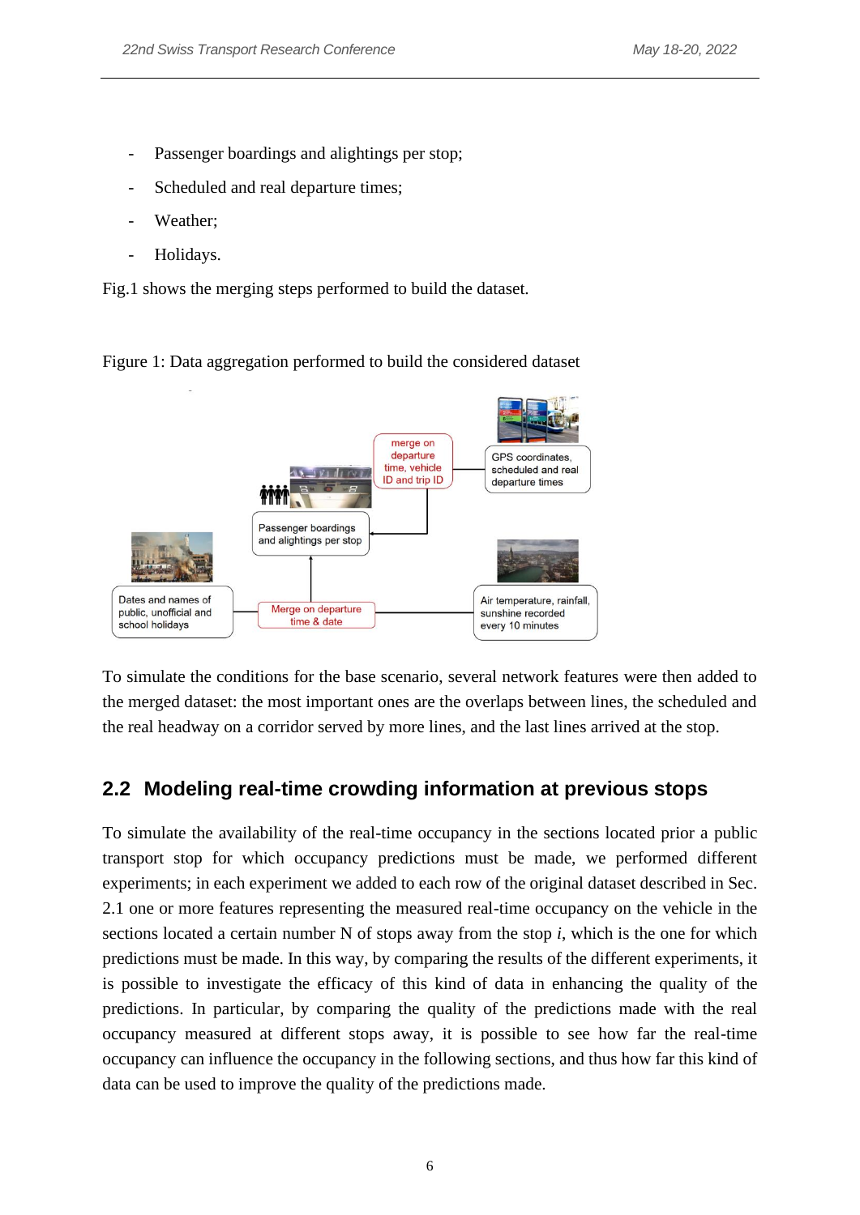- Passenger boardings and alightings per stop;
- Scheduled and real departure times;
- Weather;
- Holidays.

Fig.1 shows the merging steps performed to build the dataset.

Figure 1: Data aggregation performed to build the considered dataset

To simulate the conditions for the base scenario, several network features were then added to the merged dataset: the most important ones are the overlaps between lines, the scheduled and the real headway on a corridor served by more lines, and the last lines arrived at the stop.

## 2.2 Modeling real-time crowding information at previous stops

To simulate the availability of the real-time occupancy in the sections located prior a public transport stop for which occupancy predictions must be made, we performed different experiments; in each experiment we added to each row of the original dataset described in Sec. 2.1 one or more features representing the measured real-time occupancy on the vehicle in the sections located a certain number N of stops away from the stop $i$, which is the one for which predictions must be made. In this way, by comparing the results of the different experiments, it is possible to investigate the efficacy of this kind of data in enhancing the quality of the predictions. In particular, by comparing the quality of the predictions made with the real occupancy measured at different stops away, it is possible to see how far the real-time occupancy can influence the occupancy in the following sections, and thus how far this kind of data can be used to improve the quality of the predictions made.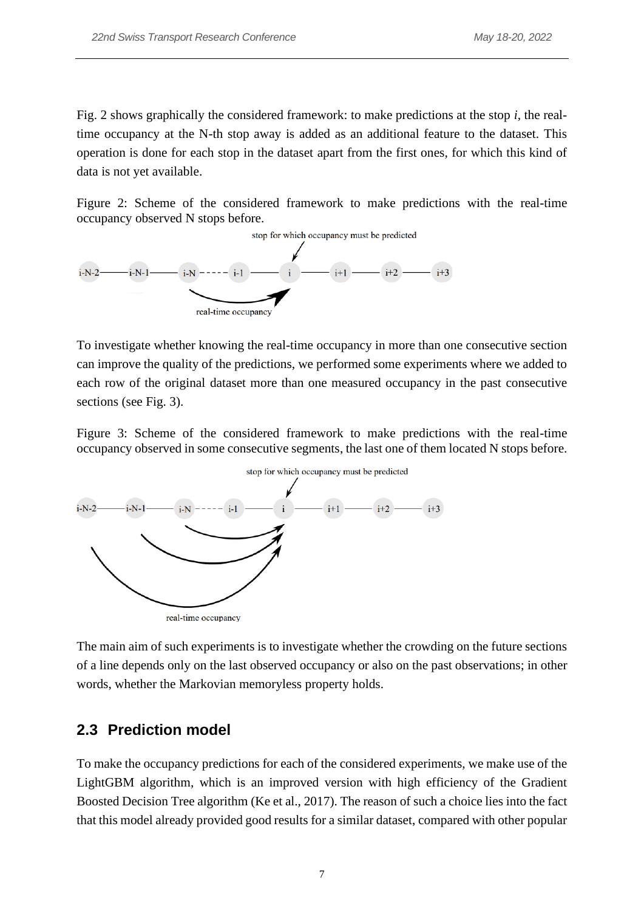Fig. 2 shows graphically the considered framework: to make predictions at the stop *i*, the real-time occupancy at the N-th stop away is added as an additional feature to the dataset. This operation is done for each stop in the dataset apart from the first ones, for which this kind of data is not yet available.

Figure 2: Scheme of the considered framework to make predictions with the real-time occupancy observed N stops before.

To investigate whether knowing the real-time occupancy in more than one consecutive section can improve the quality of the predictions, we performed some experiments where we added to each row of the original dataset more than one measured occupancy in the past consecutive sections (see Fig. 3).

Figure 3: Scheme of the considered framework to make predictions with the real-time occupancy observed in some consecutive segments, the last one of them located N stops before.

The main aim of such experiments is to investigate whether the crowding on the future sections of a line depends only on the last observed occupancy or also on the past observations; in other words, whether the Markovian memoryless property holds.

## 2.3 Prediction model

To make the occupancy predictions for each of the considered experiments, we make use of the LightGBM algorithm, which is an improved version with high efficiency of the Gradient Boosted Decision Tree algorithm (Ke et al., 2017). The reason of such a choice lies into the fact that this model already provided good results for a similar dataset, compared with other popular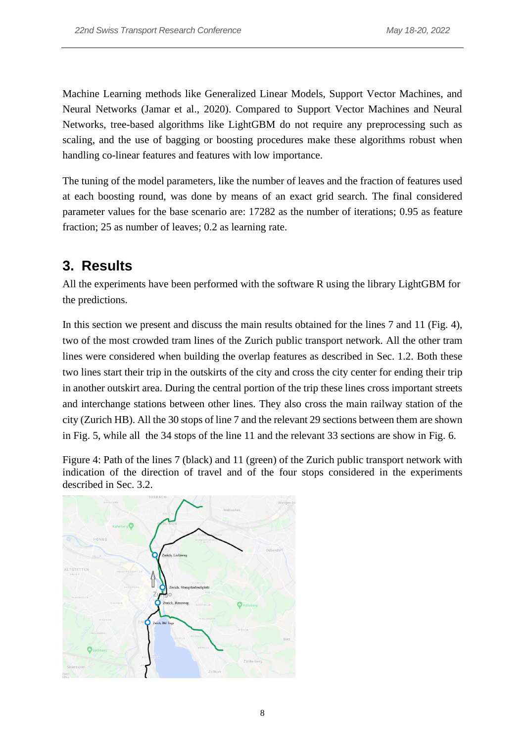Machine Learning methods like Generalized Linear Models, Support Vector Machines, and Neural Networks (Jamar et al., 2020). Compared to Support Vector Machines and Neural Networks, tree-based algorithms like LightGBM do not require any preprocessing such as scaling, and the use of bagging or boosting procedures make these algorithms robust when handling co-linear features and features with low importance.

The tuning of the model parameters, like the number of leaves and the fraction of features used at each boosting round, was done by means of an exact grid search. The final considered parameter values for the base scenario are: 17282 as the number of iterations; 0.95 as feature fraction; 25 as number of leaves; 0.2 as learning rate.

## 3. Results

All the experiments have been performed with the software R using the library LightGBM for the predictions.

In this section we present and discuss the main results obtained for the lines 7 and 11 (Fig. 4), two of the most crowded tram lines of the Zurich public transport network. All the other tram lines were considered when building the overlap features as described in Sec. 1.2. Both these two lines start their trip in the outskirts of the city and cross the city center for ending their trip in another outskirt area. During the central portion of the trip these lines cross important streets and interchange stations between other lines. They also cross the main railway station of the city (Zurich HB). All the 30 stops of line 7 and the relevant 29 sections between them are shown in Fig. 5, while all the 34 stops of the line 11 and the relevant 33 sections are show in Fig. 6.

Figure 4: Path of the lines 7 (black) and 11 (green) of the Zurich public transport network with indication of the direction of travel and of the four stops considered in the experiments described in Sec. 3.2.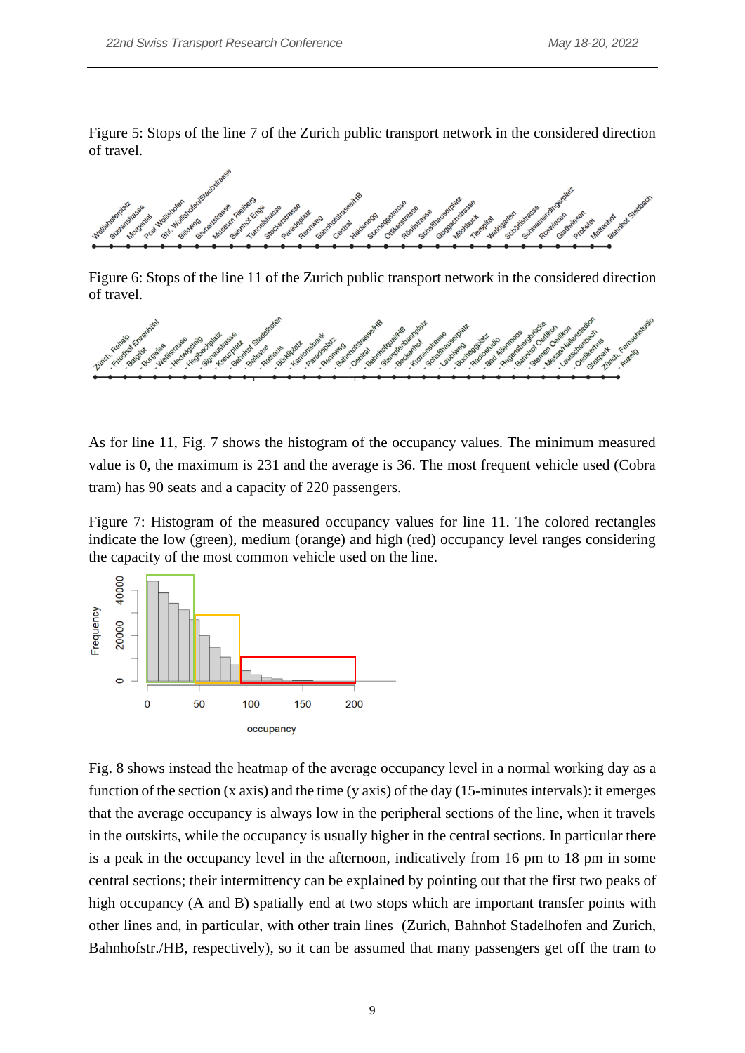Figure 5: Stops of the line 7 of the Zurich public transport network in the considered direction of travel.

Figure 6: Stops of the line 11 of the Zurich public transport network in the considered direction of travel.

As for line 11, Fig. 7 shows the histogram of the occupancy values. The minimum measured value is 0, the maximum is 231 and the average is 36. The most frequent vehicle used (Cobra tram) has 90 seats and a capacity of 220 passengers.

Figure 7: Histogram of the measured occupancy values for line 11. The colored rectangles indicate the low (green), medium (orange) and high (red) occupancy level ranges considering the capacity of the most common vehicle used on the line.

Fig. 8 shows instead the heatmap of the average occupancy level in a normal working day as a function of the section (x axis) and the time (y axis) of the day (15-minutes intervals): it emerges that the average occupancy is always low in the peripheral sections of the line, when it travels in the outskirts, while the occupancy is usually higher in the central sections. In particular there is a peak in the occupancy level in the afternoon, indicatively from 16 pm to 18 pm in some central sections; their intermittency can be explained by pointing out that the first two peaks of high occupancy (A and B) spatially end at two stops which are important transfer points with other lines and, in particular, with other train lines (Zurich, Bahnhof Stadelhofen and Zurich, Bahnhofstr./HB, respectively), so it can be assumed that many passengers get off the tram to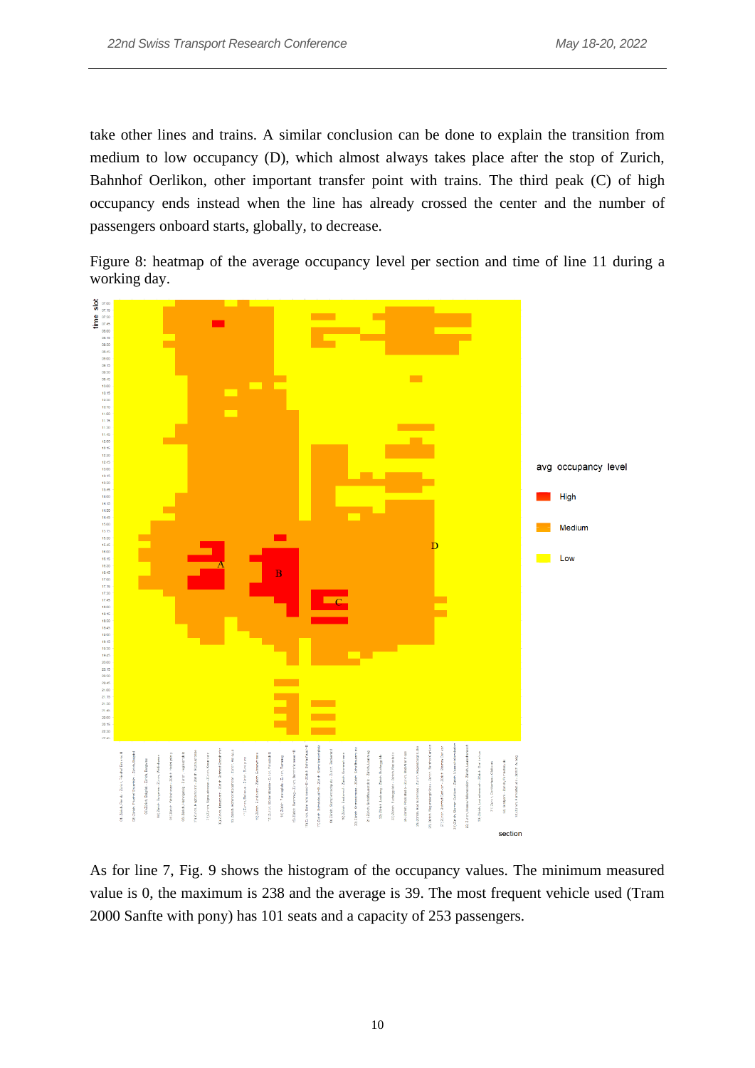take other lines and trains. A similar conclusion can be done to explain the transition from medium to low occupancy (D), which almost always takes place after the stop of Zurich, Bahnhof Oerlikon, other important transfer point with trains. The third peak (C) of high occupancy ends instead when the line has already crossed the center and the number of passengers onboard starts, globally, to decrease.

Figure 8: heatmap of the average occupancy level per section and time of line 11 during a working day.

As for line 7, Fig. 9 shows the histogram of the occupancy values. The minimum measured value is 0, the maximum is 238 and the average is 39. The most frequent vehicle used (Tram 2000 Sanfte with pony) has 101 seats and a capacity of 253 passengers.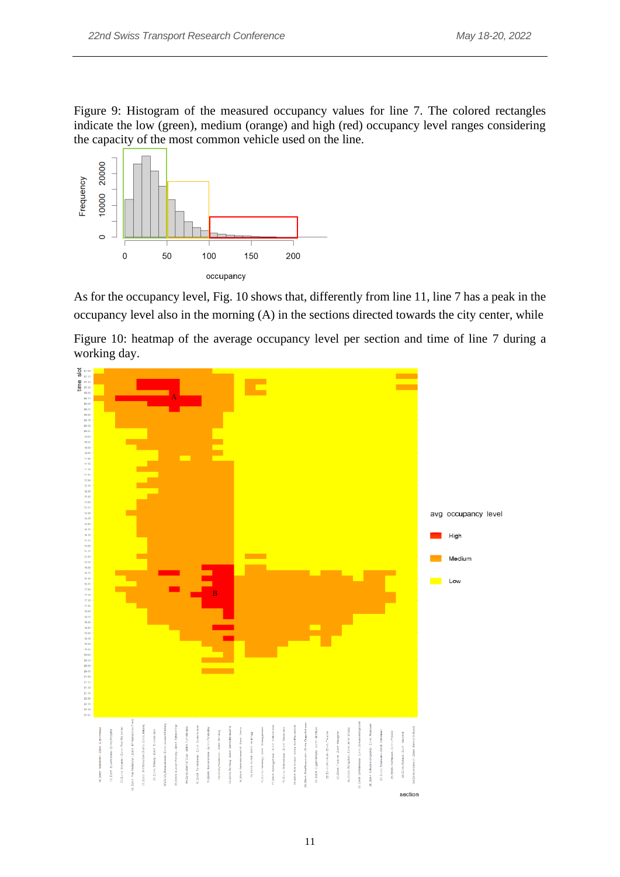Figure 9: Histogram of the measured occupancy values for line 7. The colored rectangles indicate the low (green), medium (orange) and high (red) occupancy level ranges considering the capacity of the most common vehicle used on the line.

As for the occupancy level, Fig. 10 shows that, differently from line 11, line 7 has a peak in the occupancy level also in the morning (A) in the sections directed towards the city center, while

Figure 10: heatmap of the average occupancy level per section and time of line 7 during a working day.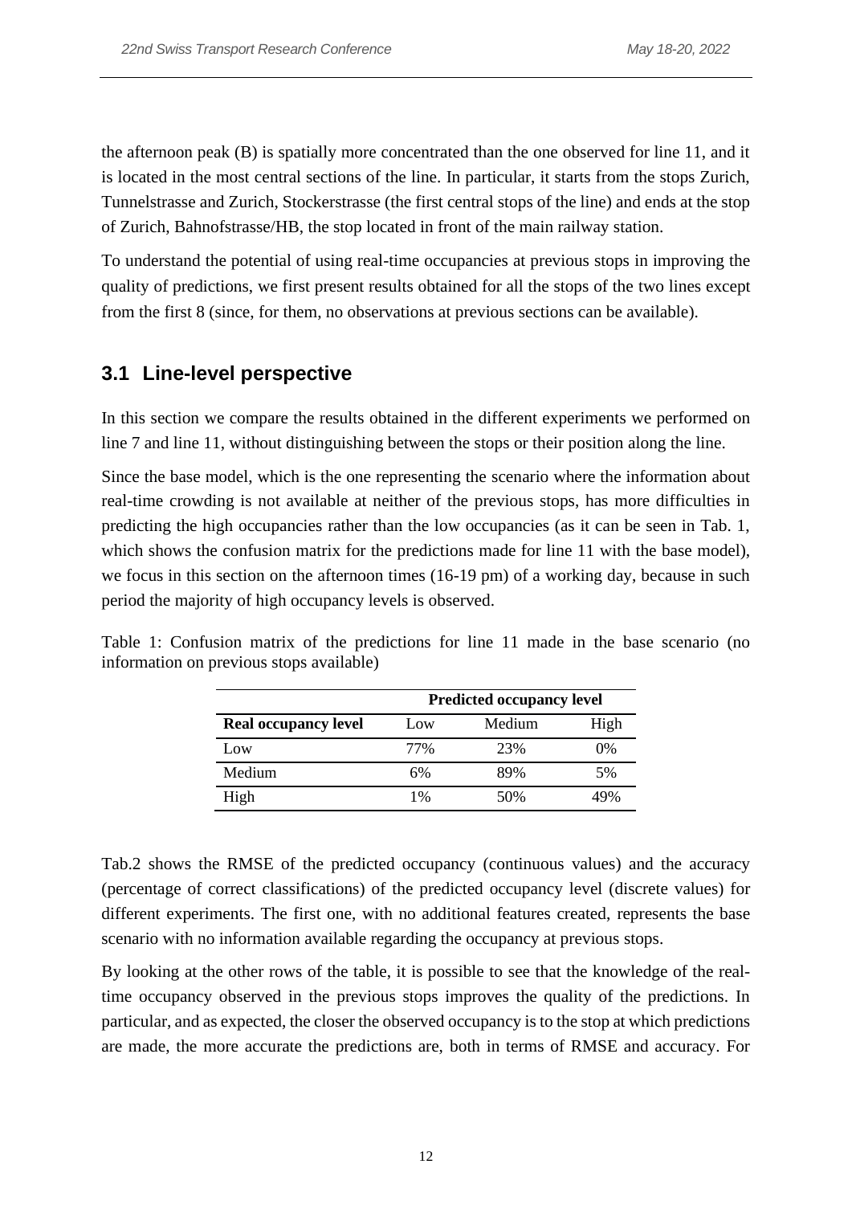the afternoon peak (B) is spatially more concentrated than the one observed for line 11, and it is located in the most central sections of the line. In particular, it starts from the stops Zurich, Tunnelstrasse and Zurich, Stockerstrasse (the first central stops of the line) and ends at the stop of Zurich, Bahnofstrasse/HB, the stop located in front of the main railway station.

To understand the potential of using real-time occupancies at previous stops in improving the quality of predictions, we first present results obtained for all the stops of the two lines except from the first 8 (since, for them, no observations at previous sections can be available).

## 3.1 Line-level perspective

In this section we compare the results obtained in the different experiments we performed on line 7 and line 11, without distinguishing between the stops or their position along the line.

Since the base model, which is the one representing the scenario where the information about real-time crowding is not available at neither of the previous stops, has more difficulties in predicting the high occupancies rather than the low occupancies (as it can be seen in Tab. 1, which shows the confusion matrix for the predictions made for line 11 with the base model), we focus in this section on the afternoon times (16-19 pm) of a working day, because in such period the majority of high occupancy levels is observed.

Table 1: Confusion matrix of the predictions for line 11 made in the base scenario (no information on previous stops available)

| | **Predicted occupancy level** | | |
|---|---|---|---|
| **Real occupancy level** | Low | Medium | High |
| Low | 77% | 23% | 0% |
| Medium | 6% | 89% | 5% |
| High | 1% | 50% | 49% |

Tab.2 shows the RMSE of the predicted occupancy (continuous values) and the accuracy (percentage of correct classifications) of the predicted occupancy level (discrete values) for different experiments. The first one, with no additional features created, represents the base scenario with no information available regarding the occupancy at previous stops.

By looking at the other rows of the table, it is possible to see that the knowledge of the real-time occupancy observed in the previous stops improves the quality of the predictions. In particular, and as expected, the closer the observed occupancy is to the stop at which predictions are made, the more accurate the predictions are, both in terms of RMSE and accuracy. For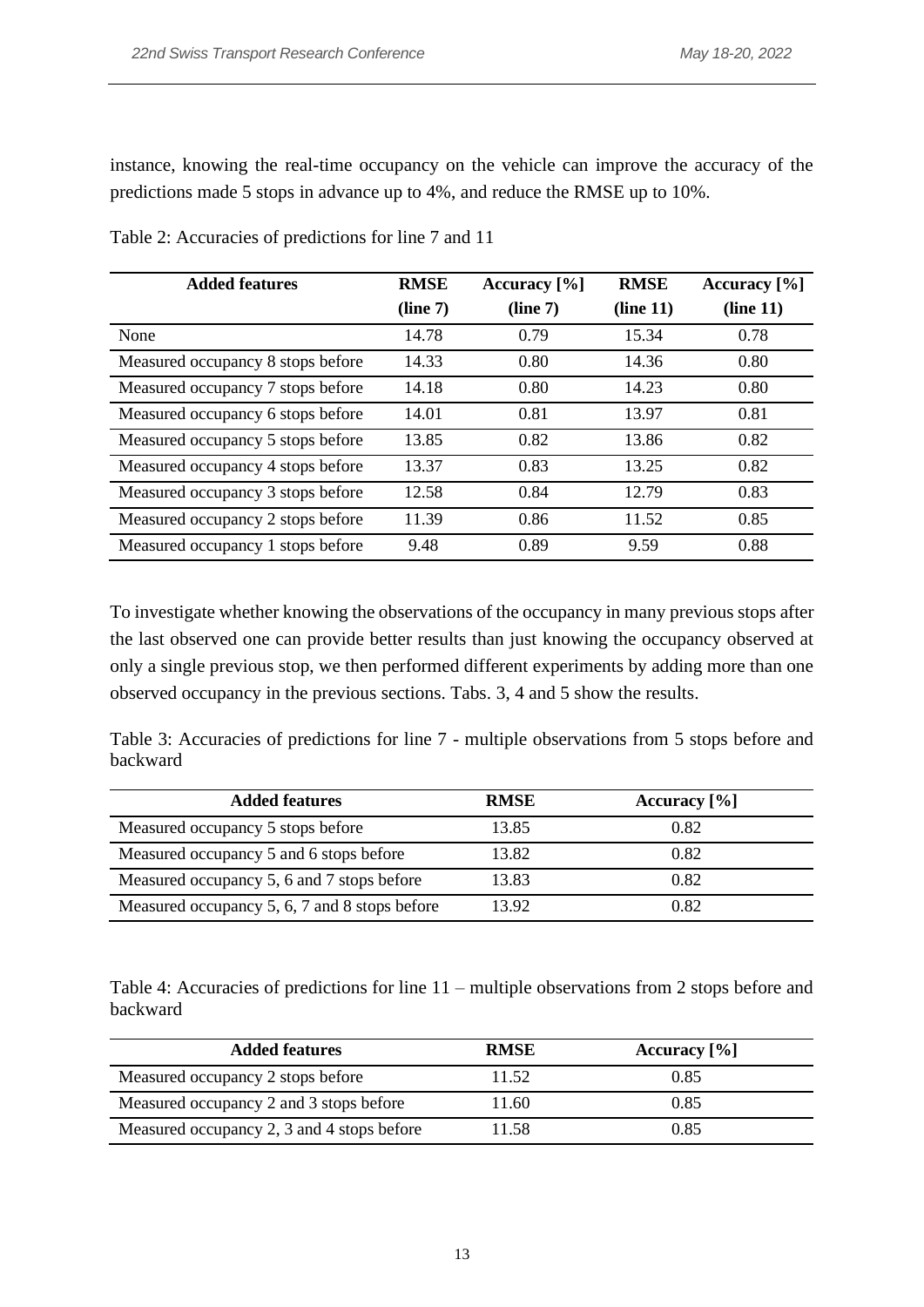instance, knowing the real-time occupancy on the vehicle can improve the accuracy of the predictions made 5 stops in advance up to 4%, and reduce the RMSE up to 10%.

Table 2: Accuracies of predictions for line 7 and 11

| Added features | RMSE (line 7) | Accuracy [%] (line 7) | RMSE (line 11) | Accuracy [%] (line 11) |
|---|---|---|---|---|
| None | 14.78 | 0.79 | 15.34 | 0.78 |
| Measured occupancy 8 stops before | 14.33 | 0.80 | 14.36 | 0.80 |
| Measured occupancy 7 stops before | 14.18 | 0.80 | 14.23 | 0.80 |
| Measured occupancy 6 stops before | 14.01 | 0.81 | 13.97 | 0.81 |
| Measured occupancy 5 stops before | 13.85 | 0.82 | 13.86 | 0.82 |
| Measured occupancy 4 stops before | 13.37 | 0.83 | 13.25 | 0.82 |
| Measured occupancy 3 stops before | 12.58 | 0.84 | 12.79 | 0.83 |
| Measured occupancy 2 stops before | 11.39 | 0.86 | 11.52 | 0.85 |
| Measured occupancy 1 stops before | 9.48 | 0.89 | 9.59 | 0.88 |

To investigate whether knowing the observations of the occupancy in many previous stops after the last observed one can provide better results than just knowing the occupancy observed at only a single previous stop, we then performed different experiments by adding more than one observed occupancy in the previous sections. Tabs. 3, 4 and 5 show the results.

Table 3: Accuracies of predictions for line 7 - multiple observations from 5 stops before and backward

| Added features | RMSE | Accuracy [%] |
|---|---|---|
| Measured occupancy 5 stops before | 13.85 | 0.82 |
| Measured occupancy 5 and 6 stops before | 13.82 | 0.82 |
| Measured occupancy 5, 6 and 7 stops before | 13.83 | 0.82 |
| Measured occupancy 5, 6, 7 and 8 stops before | 13.92 | 0.82 |

Table 4: Accuracies of predictions for line 11 – multiple observations from 2 stops before and backward

| Added features | RMSE | Accuracy [%] |
|---|---|---|
| Measured occupancy 2 stops before | 11.52 | 0.85 |
| Measured occupancy 2 and 3 stops before | 11.60 | 0.85 |
| Measured occupancy 2, 3 and 4 stops before | 11.58 | 0.85 |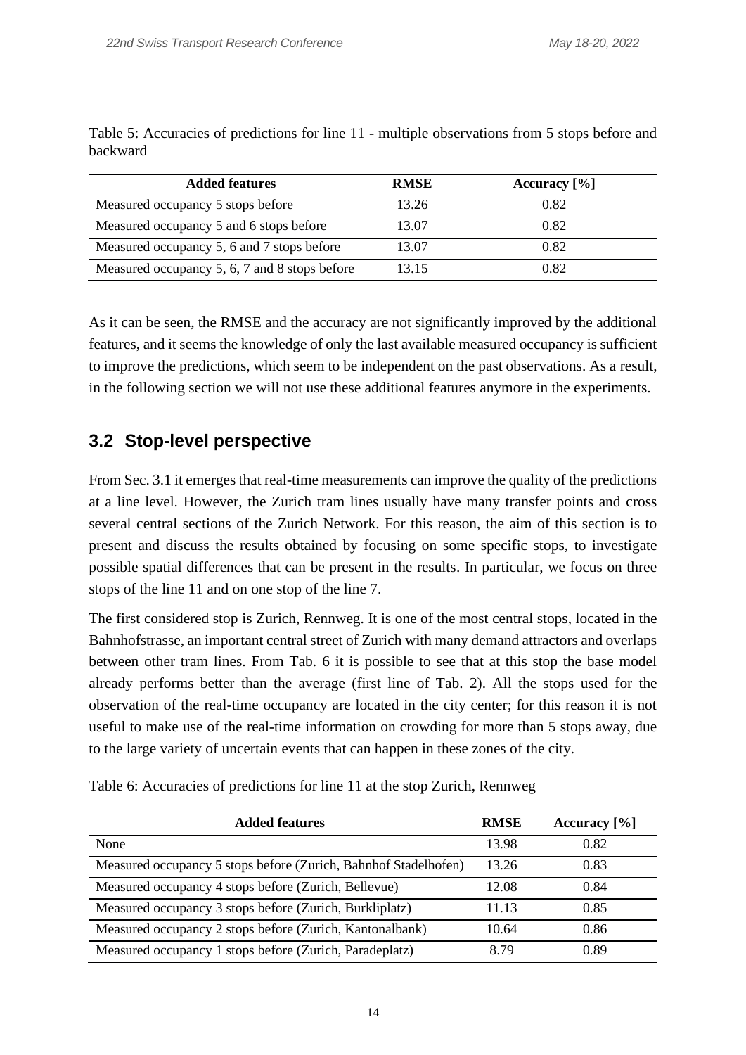Table 5: Accuracies of predictions for line 11 - multiple observations from 5 stops before and backward

| Added features | RMSE | Accuracy [%] |
|---|---|---|
| Measured occupancy 5 stops before | 13.26 | 0.82 |
| Measured occupancy 5 and 6 stops before | 13.07 | 0.82 |
| Measured occupancy 5, 6 and 7 stops before | 13.07 | 0.82 |
| Measured occupancy 5, 6, 7 and 8 stops before | 13.15 | 0.82 |

As it can be seen, the RMSE and the accuracy are not significantly improved by the additional features, and it seems the knowledge of only the last available measured occupancy is sufficient to improve the predictions, which seem to be independent on the past observations. As a result, in the following section we will not use these additional features anymore in the experiments.

## 3.2 Stop-level perspective

From Sec. 3.1 it emerges that real-time measurements can improve the quality of the predictions at a line level. However, the Zurich tram lines usually have many transfer points and cross several central sections of the Zurich Network. For this reason, the aim of this section is to present and discuss the results obtained by focusing on some specific stops, to investigate possible spatial differences that can be present in the results. In particular, we focus on three stops of the line 11 and on one stop of the line 7.

The first considered stop is Zurich, Rennweg. It is one of the most central stops, located in the Bahnhofstrasse, an important central street of Zurich with many demand attractors and overlaps between other tram lines. From Tab. 6 it is possible to see that at this stop the base model already performs better than the average (first line of Tab. 2). All the stops used for the observation of the real-time occupancy are located in the city center; for this reason it is not useful to make use of the real-time information on crowding for more than 5 stops away, due to the large variety of uncertain events that can happen in these zones of the city.

Table 6: Accuracies of predictions for line 11 at the stop Zurich, Rennweg

| Added features | RMSE | Accuracy [%] |
|---|---|---|
| None | 13.98 | 0.82 |
| Measured occupancy 5 stops before (Zurich, Bahnhof Stadelhofen) | 13.26 | 0.83 |
| Measured occupancy 4 stops before (Zurich, Bellevue) | 12.08 | 0.84 |
| Measured occupancy 3 stops before (Zurich, Burkliplatz) | 11.13 | 0.85 |
| Measured occupancy 2 stops before (Zurich, Kantonalbank) | 10.64 | 0.86 |
| Measured occupancy 1 stops before (Zurich, Paradeplatz) | 8.79 | 0.89 |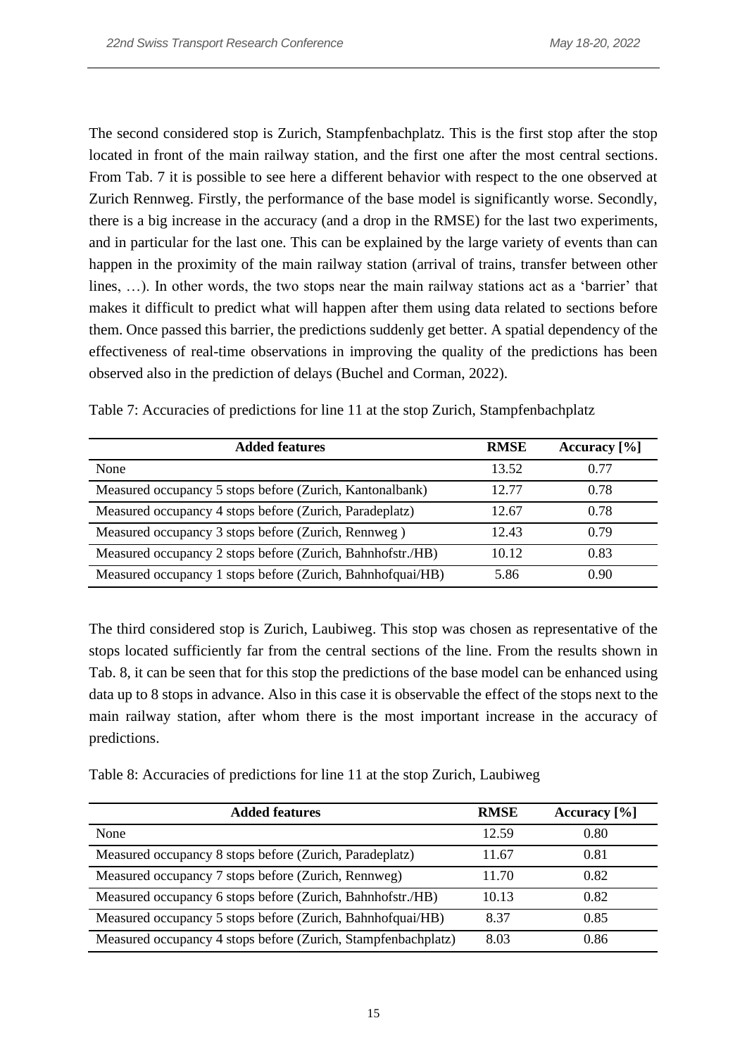The second considered stop is Zurich, Stampfenbachplatz. This is the first stop after the stop located in front of the main railway station, and the first one after the most central sections. From Tab. 7 it is possible to see here a different behavior with respect to the one observed at Zurich Rennweg. Firstly, the performance of the base model is significantly worse. Secondly, there is a big increase in the accuracy (and a drop in the RMSE) for the last two experiments, and in particular for the last one. This can be explained by the large variety of events than can happen in the proximity of the main railway station (arrival of trains, transfer between other lines, …). In other words, the two stops near the main railway stations act as a 'barrier' that makes it difficult to predict what will happen after them using data related to sections before them. Once passed this barrier, the predictions suddenly get better. A spatial dependency of the effectiveness of real-time observations in improving the quality of the predictions has been observed also in the prediction of delays (Buchel and Corman, 2022).

Table 7: Accuracies of predictions for line 11 at the stop Zurich, Stampfenbachplatz

| Added features | RMSE | Accuracy [%] |
|---|---|---|
| None | 13.52 | 0.77 |
| Measured occupancy 5 stops before (Zurich, Kantonalbank) | 12.77 | 0.78 |
| Measured occupancy 4 stops before (Zurich, Paradeplatz) | 12.67 | 0.78 |
| Measured occupancy 3 stops before (Zurich, Rennweg ) | 12.43 | 0.79 |
| Measured occupancy 2 stops before (Zurich, Bahnhofstr./HB) | 10.12 | 0.83 |
| Measured occupancy 1 stops before (Zurich, Bahnhofquai/HB) | 5.86 | 0.90 |

The third considered stop is Zurich, Laubiweg. This stop was chosen as representative of the stops located sufficiently far from the central sections of the line. From the results shown in Tab. 8, it can be seen that for this stop the predictions of the base model can be enhanced using data up to 8 stops in advance. Also in this case it is observable the effect of the stops next to the main railway station, after whom there is the most important increase in the accuracy of predictions.

Table 8: Accuracies of predictions for line 11 at the stop Zurich, Laubiweg

| Added features | RMSE | Accuracy [%] |
|---|---|---|
| None | 12.59 | 0.80 |
| Measured occupancy 8 stops before (Zurich, Paradeplatz) | 11.67 | 0.81 |
| Measured occupancy 7 stops before (Zurich, Rennweg) | 11.70 | 0.82 |
| Measured occupancy 6 stops before (Zurich, Bahnhofstr./HB) | 10.13 | 0.82 |
| Measured occupancy 5 stops before (Zurich, Bahnhofquai/HB) | 8.37 | 0.85 |
| Measured occupancy 4 stops before (Zurich, Stampfenbachplatz) | 8.03 | 0.86 |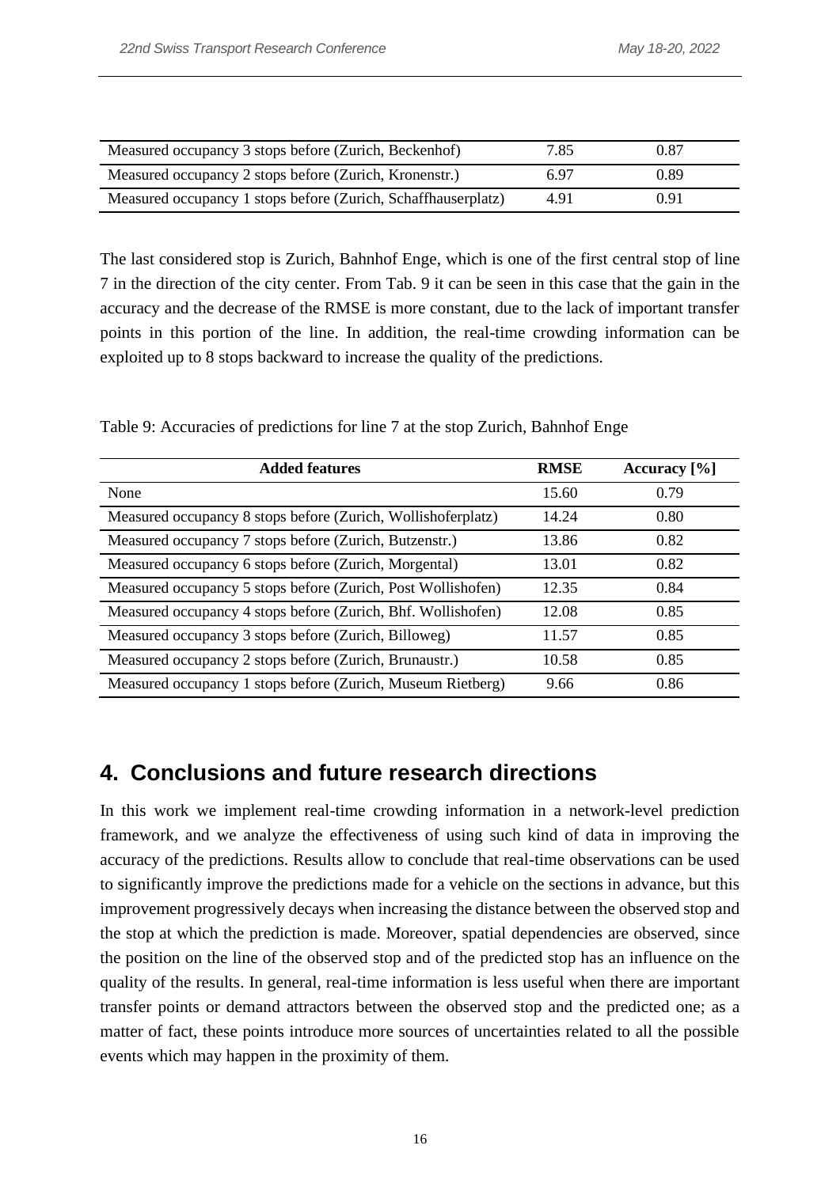| Measured occupancy 3 stops before (Zurich, Beckenhof) | 7.85 | 0.87 |
|---|---|---|
| Measured occupancy 2 stops before (Zurich, Kronenstr.) | 6.97 | 0.89 |
| Measured occupancy 1 stops before (Zurich, Schaffhauserplatz) | 4.91 | 0.91 |

The last considered stop is Zurich, Bahnhof Enge, which is one of the first central stop of line 7 in the direction of the city center. From Tab. 9 it can be seen in this case that the gain in the accuracy and the decrease of the RMSE is more constant, due to the lack of important transfer points in this portion of the line. In addition, the real-time crowding information can be exploited up to 8 stops backward to increase the quality of the predictions.

Table 9: Accuracies of predictions for line 7 at the stop Zurich, Bahnhof Enge

| Added features | RMSE | Accuracy [%] |
|---|---|---|
| None | 15.60 | 0.79 |
| Measured occupancy 8 stops before (Zurich, Wollishoferplatz) | 14.24 | 0.80 |
| Measured occupancy 7 stops before (Zurich, Butzenstr.) | 13.86 | 0.82 |
| Measured occupancy 6 stops before (Zurich, Morgental) | 13.01 | 0.82 |
| Measured occupancy 5 stops before (Zurich, Post Wollishofen) | 12.35 | 0.84 |
| Measured occupancy 4 stops before (Zurich, Bhf. Wollishofen) | 12.08 | 0.85 |
| Measured occupancy 3 stops before (Zurich, Billoweg) | 11.57 | 0.85 |
| Measured occupancy 2 stops before (Zurich, Brunaustr.) | 10.58 | 0.85 |
| Measured occupancy 1 stops before (Zurich, Museum Rietberg) | 9.66 | 0.86 |

## 4. Conclusions and future research directions

In this work we implement real-time crowding information in a network-level prediction framework, and we analyze the effectiveness of using such kind of data in improving the accuracy of the predictions. Results allow to conclude that real-time observations can be used to significantly improve the predictions made for a vehicle on the sections in advance, but this improvement progressively decays when increasing the distance between the observed stop and the stop at which the prediction is made. Moreover, spatial dependencies are observed, since the position on the line of the observed stop and of the predicted stop has an influence on the quality of the results. In general, real-time information is less useful when there are important transfer points or demand attractors between the observed stop and the predicted one; as a matter of fact, these points introduce more sources of uncertainties related to all the possible events which may happen in the proximity of them.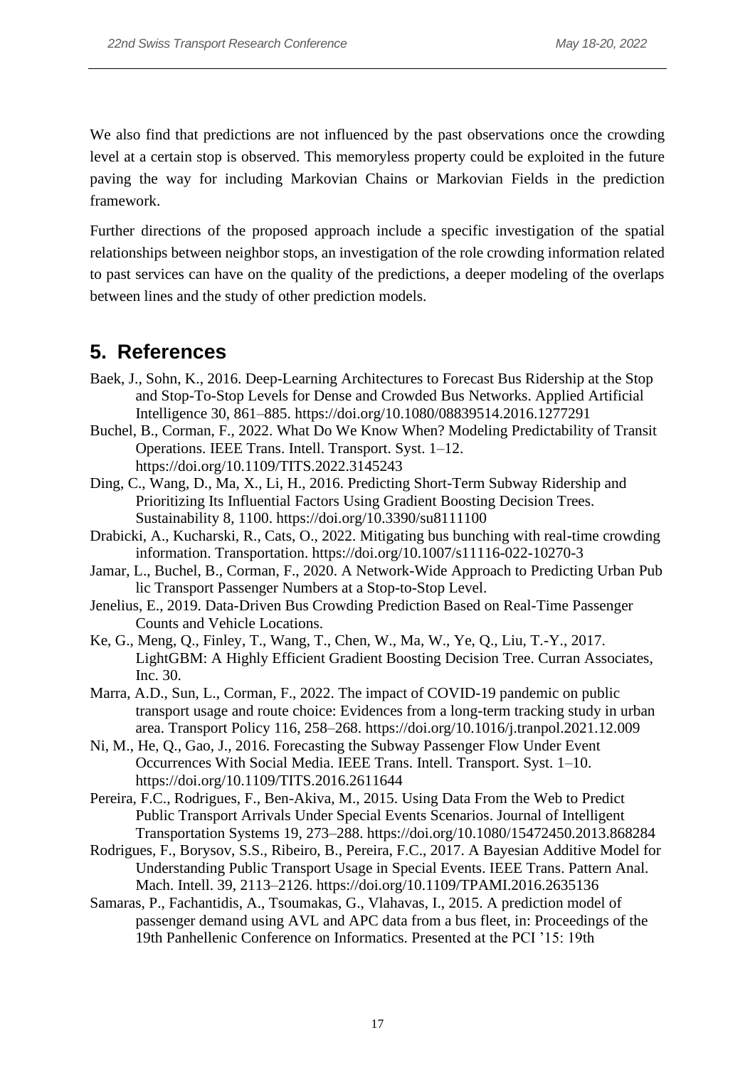We also find that predictions are not influenced by the past observations once the crowding level at a certain stop is observed. This memoryless property could be exploited in the future paving the way for including Markovian Chains or Markovian Fields in the prediction framework.

Further directions of the proposed approach include a specific investigation of the spatial relationships between neighbor stops, an investigation of the role crowding information related to past services can have on the quality of the predictions, a deeper modeling of the overlaps between lines and the study of other prediction models.

## 5. References

Baek, J., Sohn, K., 2016. Deep-Learning Architectures to Forecast Bus Ridership at the Stop and Stop-To-Stop Levels for Dense and Crowded Bus Networks. Applied Artificial Intelligence 30, 861–885. https://doi.org/10.1080/08839514.2016.1277291

Buchel, B., Corman, F., 2022. What Do We Know When? Modeling Predictability of Transit Operations. IEEE Trans. Intell. Transport. Syst. 1–12. https://doi.org/10.1109/TITS.2022.3145243

Ding, C., Wang, D., Ma, X., Li, H., 2016. Predicting Short-Term Subway Ridership and Prioritizing Its Influential Factors Using Gradient Boosting Decision Trees. Sustainability 8, 1100. https://doi.org/10.3390/su8111100

Drabicki, A., Kucharski, R., Cats, O., 2022. Mitigating bus bunching with real-time crowding information. Transportation. https://doi.org/10.1007/s11116-022-10270-3

Jamar, L., Buchel, B., Corman, F., 2020. A Network-Wide Approach to Predicting Urban Pub lic Transport Passenger Numbers at a Stop-to-Stop Level.

Jenelius, E., 2019. Data-Driven Bus Crowding Prediction Based on Real-Time Passenger Counts and Vehicle Locations.

Ke, G., Meng, Q., Finley, T., Wang, T., Chen, W., Ma, W., Ye, Q., Liu, T.-Y., 2017. LightGBM: A Highly Efficient Gradient Boosting Decision Tree. Curran Associates, Inc. 30.

Marra, A.D., Sun, L., Corman, F., 2022. The impact of COVID-19 pandemic on public transport usage and route choice: Evidences from a long-term tracking study in urban area. Transport Policy 116, 258–268. https://doi.org/10.1016/j.tranpol.2021.12.009

Ni, M., He, Q., Gao, J., 2016. Forecasting the Subway Passenger Flow Under Event Occurrences With Social Media. IEEE Trans. Intell. Transport. Syst. 1–10. https://doi.org/10.1109/TITS.2016.2611644

Pereira, F.C., Rodrigues, F., Ben-Akiva, M., 2015. Using Data From the Web to Predict Public Transport Arrivals Under Special Events Scenarios. Journal of Intelligent Transportation Systems 19, 273–288. https://doi.org/10.1080/15472450.2013.868284

Rodrigues, F., Borysov, S.S., Ribeiro, B., Pereira, F.C., 2017. A Bayesian Additive Model for Understanding Public Transport Usage in Special Events. IEEE Trans. Pattern Anal. Mach. Intell. 39, 2113–2126. https://doi.org/10.1109/TPAMI.2016.2635136

Samaras, P., Fachantidis, A., Tsoumakas, G., Vlahavas, I., 2015. A prediction model of passenger demand using AVL and APC data from a bus fleet, in: Proceedings of the 19th Panhellenic Conference on Informatics. Presented at the PCI '15: 19th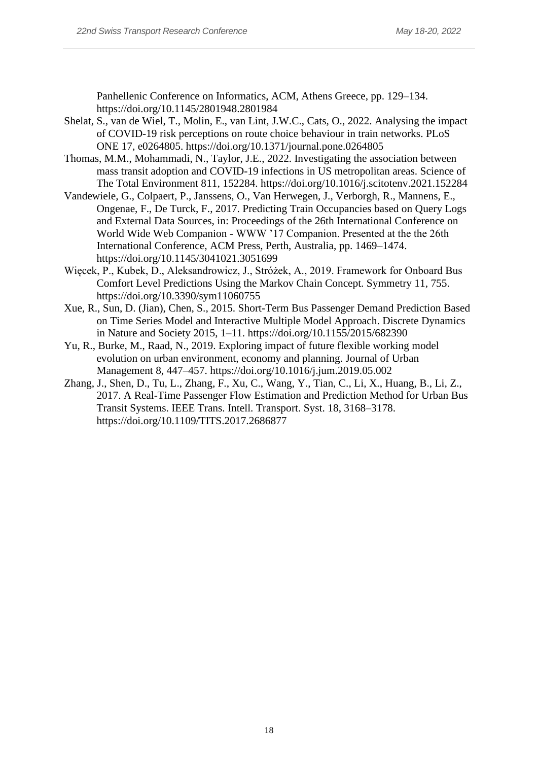Panhellenic Conference on Informatics, ACM, Athens Greece, pp. 129–134. https://doi.org/10.1145/2801948.2801984

Shelat, S., van de Wiel, T., Molin, E., van Lint, J.W.C., Cats, O., 2022. Analysing the impact of COVID-19 risk perceptions on route choice behaviour in train networks. PLoS ONE 17, e0264805. https://doi.org/10.1371/journal.pone.0264805

Thomas, M.M., Mohammadi, N., Taylor, J.E., 2022. Investigating the association between mass transit adoption and COVID-19 infections in US metropolitan areas. Science of The Total Environment 811, 152284. https://doi.org/10.1016/j.scitotenv.2021.152284

Vandewiele, G., Colpaert, P., Janssens, O., Van Herwegen, J., Verborgh, R., Mannens, E., Ongenae, F., De Turck, F., 2017. Predicting Train Occupancies based on Query Logs and External Data Sources, in: Proceedings of the 26th International Conference on World Wide Web Companion - WWW '17 Companion. Presented at the the 26th International Conference, ACM Press, Perth, Australia, pp. 1469–1474. https://doi.org/10.1145/3041021.3051699

Więcek, P., Kubek, D., Aleksandrowicz, J., Stróżek, A., 2019. Framework for Onboard Bus Comfort Level Predictions Using the Markov Chain Concept. Symmetry 11, 755. https://doi.org/10.3390/sym11060755

Xue, R., Sun, D. (Jian), Chen, S., 2015. Short-Term Bus Passenger Demand Prediction Based on Time Series Model and Interactive Multiple Model Approach. Discrete Dynamics in Nature and Society 2015, 1–11. https://doi.org/10.1155/2015/682390

Yu, R., Burke, M., Raad, N., 2019. Exploring impact of future flexible working model evolution on urban environment, economy and planning. Journal of Urban Management 8, 447–457. https://doi.org/10.1016/j.jum.2019.05.002

Zhang, J., Shen, D., Tu, L., Zhang, F., Xu, C., Wang, Y., Tian, C., Li, X., Huang, B., Li, Z., 2017. A Real-Time Passenger Flow Estimation and Prediction Method for Urban Bus Transit Systems. IEEE Trans. Intell. Transport. Syst. 18, 3168–3178. https://doi.org/10.1109/TITS.2017.2686877